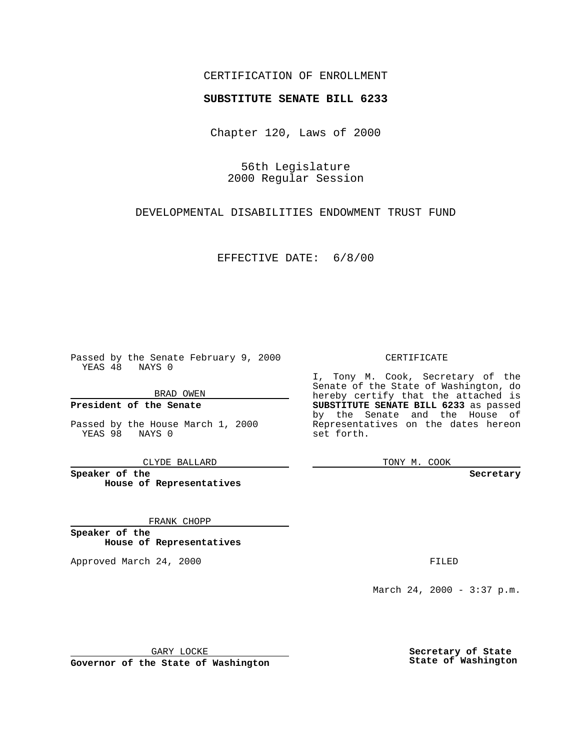CERTIFICATION OF ENROLLMENT

**SUBSTITUTE SENATE BILL 6233**

Chapter 120, Laws of 2000

56th Legislature
2000 Regular Session

DEVELOPMENTAL DISABILITIES ENDOWMENT TRUST FUND

EFFECTIVE DATE: 6/8/00

Passed by the Senate February 9, 2000
YEAS 48 NAYS 0

BRAD OWEN

**President of the Senate**

Passed by the House March 1, 2000
YEAS 98 NAYS 0

CLYDE BALLARD

**Speaker of the House of Representatives**

FRANK CHOPP

**Speaker of the House of Representatives**

Approved March 24, 2000

GARY LOCKE

**Governor of the State of Washington**

CERTIFICATE

I, Tony M. Cook, Secretary of the Senate of the State of Washington, do hereby certify that the attached is **SUBSTITUTE SENATE BILL 6233** as passed by the Senate and the House of Representatives on the dates hereon set forth.

TONY M. COOK

**Secretary**

FILED

March 24, 2000 - 3:37 p.m.

**Secretary of State**
**State of Washington**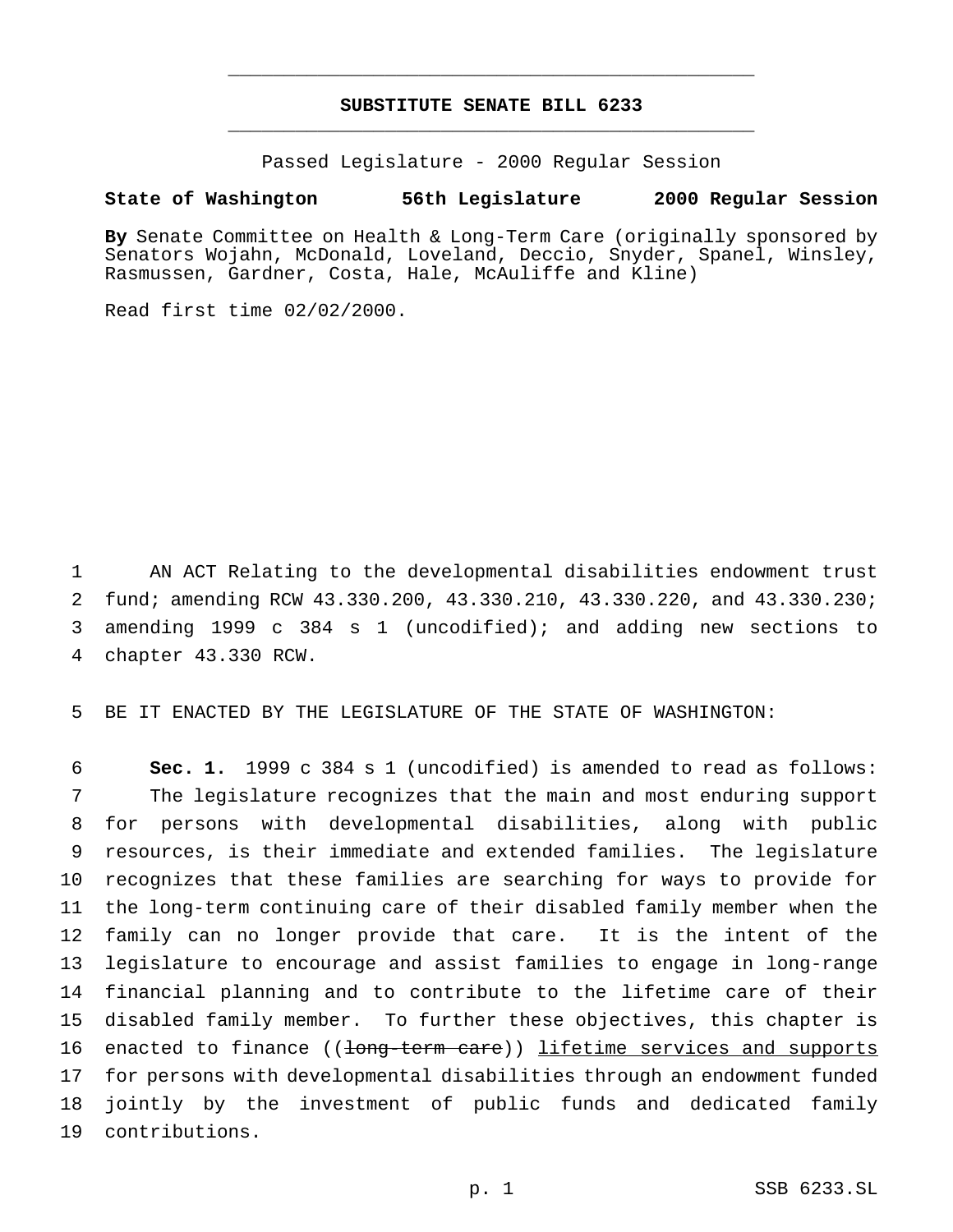# SUBSTITUTE SENATE BILL 6233

Passed Legislature - 2000 Regular Session

**State of Washington 56th Legislature 2000 Regular Session**

**By** Senate Committee on Health & Long-Term Care (originally sponsored by Senators Wojahn, McDonald, Loveland, Deccio, Snyder, Spanel, Winsley, Rasmussen, Gardner, Costa, Hale, McAuliffe and Kline)

Read first time 02/02/2000.

1 AN ACT Relating to the developmental disabilities endowment trust
2 fund; amending RCW 43.330.200, 43.330.210, 43.330.220, and 43.330.230;
3 amending 1999 c 384 s 1 (uncodified); and adding new sections to
4 chapter 43.330 RCW.

5 BE IT ENACTED BY THE LEGISLATURE OF THE STATE OF WASHINGTON:

6 **Sec. 1.** 1999 c 384 s 1 (uncodified) is amended to read as follows:
7 The legislature recognizes that the main and most enduring support
8 for persons with developmental disabilities, along with public
9 resources, is their immediate and extended families. The legislature
10 recognizes that these families are searching for ways to provide for
11 the long-term continuing care of their disabled family member when the
12 family can no longer provide that care. It is the intent of the
13 legislature to encourage and assist families to engage in long-range
14 financial planning and to contribute to the lifetime care of their
15 disabled family member. To further these objectives, this chapter is
16 enacted to finance ((~~long-term care~~)) <u>lifetime services and supports</u>
17 for persons with developmental disabilities through an endowment funded
18 jointly by the investment of public funds and dedicated family
19 contributions.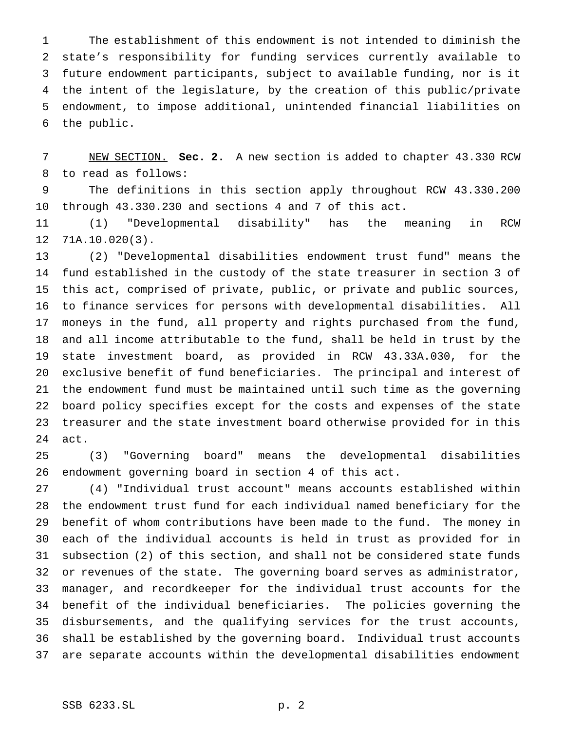The establishment of this endowment is not intended to diminish the state's responsibility for funding services currently available to future endowment participants, subject to available funding, nor is it the intent of the legislature, by the creation of this public/private endowment, to impose additional, unintended financial liabilities on the public.

NEW SECTION. **Sec. 2.** A new section is added to chapter 43.330 RCW to read as follows:

The definitions in this section apply throughout RCW 43.330.200 through 43.330.230 and sections 4 and 7 of this act.

(1) "Developmental disability" has the meaning in RCW 71A.10.020(3).

(2) "Developmental disabilities endowment trust fund" means the fund established in the custody of the state treasurer in section 3 of this act, comprised of private, public, or private and public sources, to finance services for persons with developmental disabilities. All moneys in the fund, all property and rights purchased from the fund, and all income attributable to the fund, shall be held in trust by the state investment board, as provided in RCW 43.33A.030, for the exclusive benefit of fund beneficiaries. The principal and interest of the endowment fund must be maintained until such time as the governing board policy specifies except for the costs and expenses of the state treasurer and the state investment board otherwise provided for in this act.

(3) "Governing board" means the developmental disabilities endowment governing board in section 4 of this act.

(4) "Individual trust account" means accounts established within the endowment trust fund for each individual named beneficiary for the benefit of whom contributions have been made to the fund. The money in each of the individual accounts is held in trust as provided for in subsection (2) of this section, and shall not be considered state funds or revenues of the state. The governing board serves as administrator, manager, and recordkeeper for the individual trust accounts for the benefit of the individual beneficiaries. The policies governing the disbursements, and the qualifying services for the trust accounts, shall be established by the governing board. Individual trust accounts are separate accounts within the developmental disabilities endowment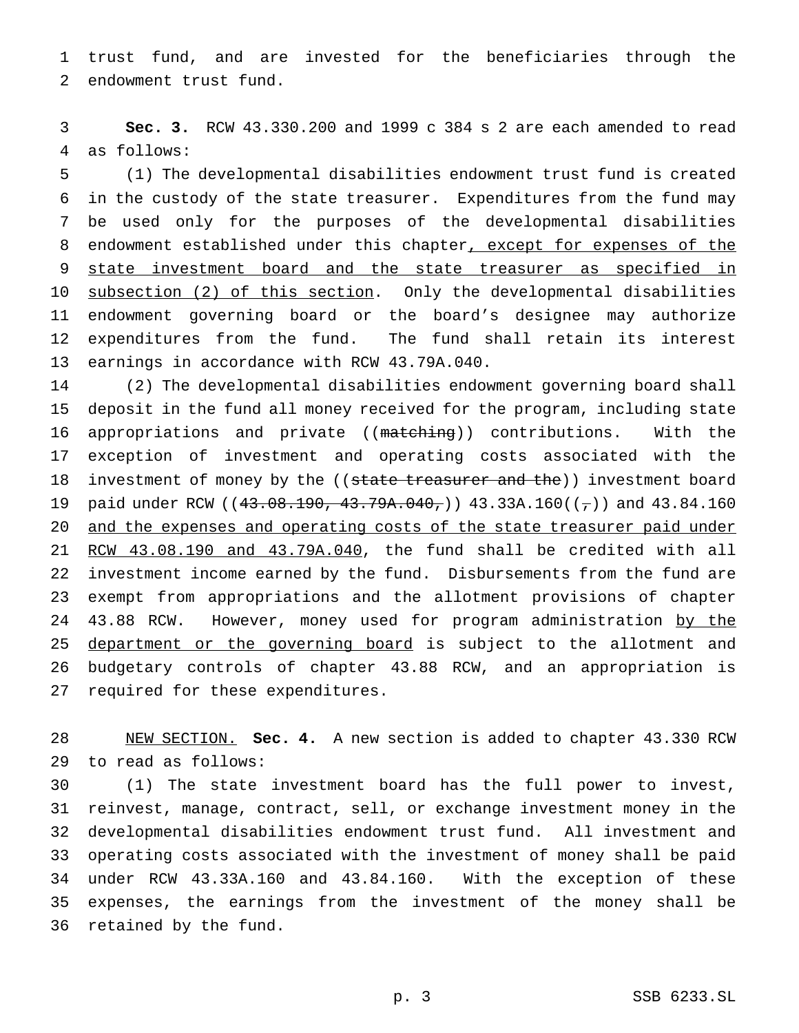trust fund, and are invested for the beneficiaries through the endowment trust fund.

**Sec. 3.** RCW 43.330.200 and 1999 c 384 s 2 are each amended to read as follows:

(1) The developmental disabilities endowment trust fund is created in the custody of the state treasurer. Expenditures from the fund may be used only for the purposes of the developmental disabilities endowment established under this chapter<u>, except for expenses of the state investment board and the state treasurer as specified in subsection (2) of this section</u>. Only the developmental disabilities endowment governing board or the board's designee may authorize expenditures from the fund. The fund shall retain its interest earnings in accordance with RCW 43.79A.040.

(2) The developmental disabilities endowment governing board shall deposit in the fund all money received for the program, including state appropriations and private ((~~matching~~)) contributions. With the exception of investment and operating costs associated with the investment of money by the ((~~state treasurer and the~~)) investment board paid under RCW ((~~43.08.190, 43.79A.040,~~)) 43.33A.160((~~,~~)) and 43.84.160 <u>and the expenses and operating costs of the state treasurer paid under RCW 43.08.190 and 43.79A.040</u>, the fund shall be credited with all investment income earned by the fund. Disbursements from the fund are exempt from appropriations and the allotment provisions of chapter 43.88 RCW. However, money used for program administration <u>by the department or the governing board</u> is subject to the allotment and budgetary controls of chapter 43.88 RCW, and an appropriation is required for these expenditures.

<u>NEW SECTION.</u> **Sec. 4.** A new section is added to chapter 43.330 RCW to read as follows:

(1) The state investment board has the full power to invest, reinvest, manage, contract, sell, or exchange investment money in the developmental disabilities endowment trust fund. All investment and operating costs associated with the investment of money shall be paid under RCW 43.33A.160 and 43.84.160. With the exception of these expenses, the earnings from the investment of the money shall be retained by the fund.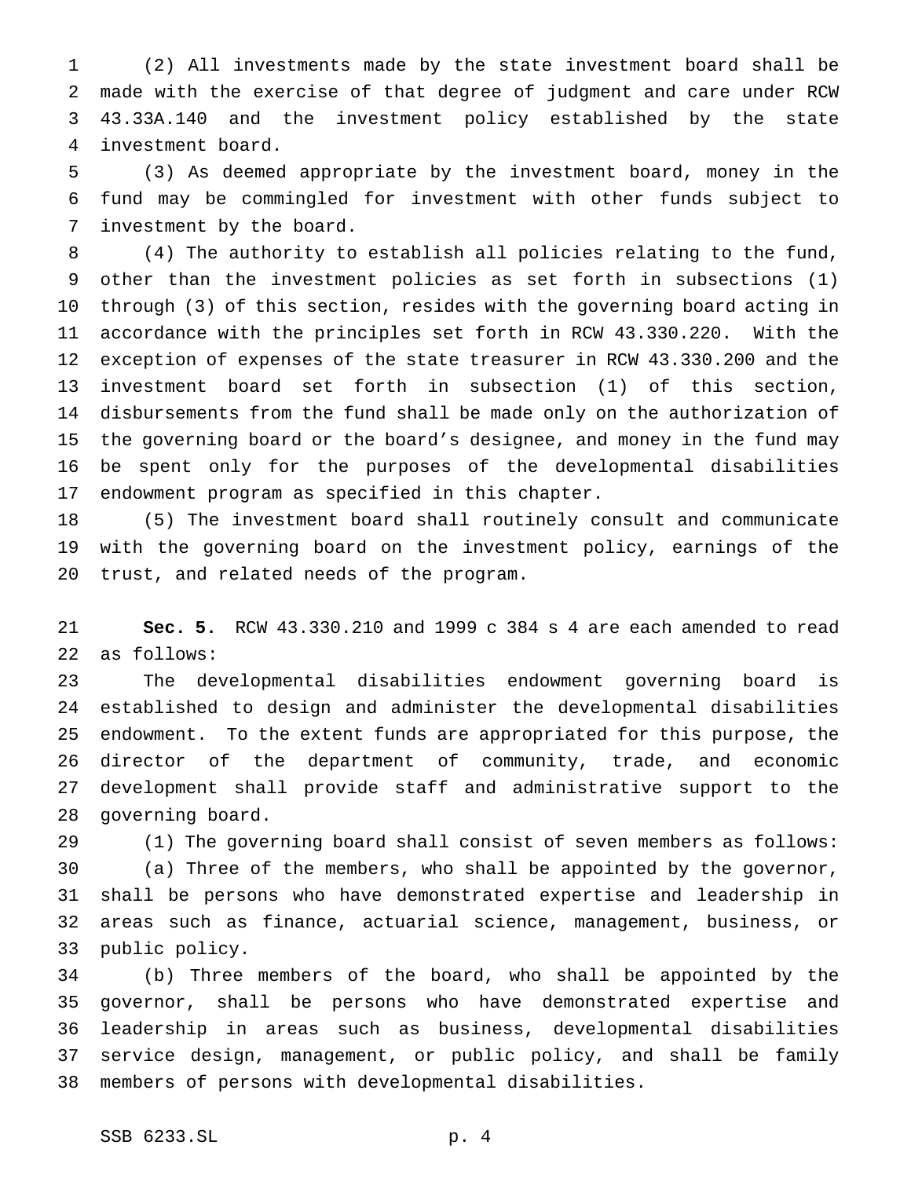(2) All investments made by the state investment board shall be made with the exercise of that degree of judgment and care under RCW 43.33A.140 and the investment policy established by the state investment board.

(3) As deemed appropriate by the investment board, money in the fund may be commingled for investment with other funds subject to investment by the board.

(4) The authority to establish all policies relating to the fund, other than the investment policies as set forth in subsections (1) through (3) of this section, resides with the governing board acting in accordance with the principles set forth in RCW 43.330.220. With the exception of expenses of the state treasurer in RCW 43.330.200 and the investment board set forth in subsection (1) of this section, disbursements from the fund shall be made only on the authorization of the governing board or the board's designee, and money in the fund may be spent only for the purposes of the developmental disabilities endowment program as specified in this chapter.

(5) The investment board shall routinely consult and communicate with the governing board on the investment policy, earnings of the trust, and related needs of the program.

**Sec. 5.** RCW 43.330.210 and 1999 c 384 s 4 are each amended to read as follows:

The developmental disabilities endowment governing board is established to design and administer the developmental disabilities endowment. To the extent funds are appropriated for this purpose, the director of the department of community, trade, and economic development shall provide staff and administrative support to the governing board.

(1) The governing board shall consist of seven members as follows:

(a) Three of the members, who shall be appointed by the governor, shall be persons who have demonstrated expertise and leadership in areas such as finance, actuarial science, management, business, or public policy.

(b) Three members of the board, who shall be appointed by the governor, shall be persons who have demonstrated expertise and leadership in areas such as business, developmental disabilities service design, management, or public policy, and shall be family members of persons with developmental disabilities.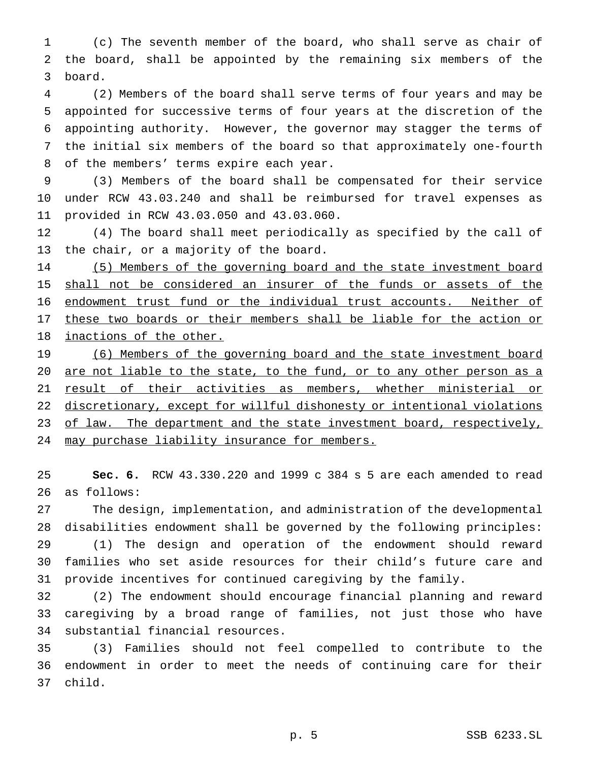(c) The seventh member of the board, who shall serve as chair of the board, shall be appointed by the remaining six members of the board.

(2) Members of the board shall serve terms of four years and may be appointed for successive terms of four years at the discretion of the appointing authority. However, the governor may stagger the terms of the initial six members of the board so that approximately one-fourth of the members' terms expire each year.

(3) Members of the board shall be compensated for their service under RCW 43.03.240 and shall be reimbursed for travel expenses as provided in RCW 43.03.050 and 43.03.060.

(4) The board shall meet periodically as specified by the call of the chair, or a majority of the board.

(5) Members of the governing board and the state investment board shall not be considered an insurer of the funds or assets of the endowment trust fund or the individual trust accounts. Neither of these two boards or their members shall be liable for the action or inactions of the other.

(6) Members of the governing board and the state investment board are not liable to the state, to the fund, or to any other person as a result of their activities as members, whether ministerial or discretionary, except for willful dishonesty or intentional violations of law. The department and the state investment board, respectively, may purchase liability insurance for members.

**Sec. 6.** RCW 43.330.220 and 1999 c 384 s 5 are each amended to read as follows:

The design, implementation, and administration of the developmental disabilities endowment shall be governed by the following principles:

(1) The design and operation of the endowment should reward families who set aside resources for their child's future care and provide incentives for continued caregiving by the family.

(2) The endowment should encourage financial planning and reward caregiving by a broad range of families, not just those who have substantial financial resources.

(3) Families should not feel compelled to contribute to the endowment in order to meet the needs of continuing care for their child.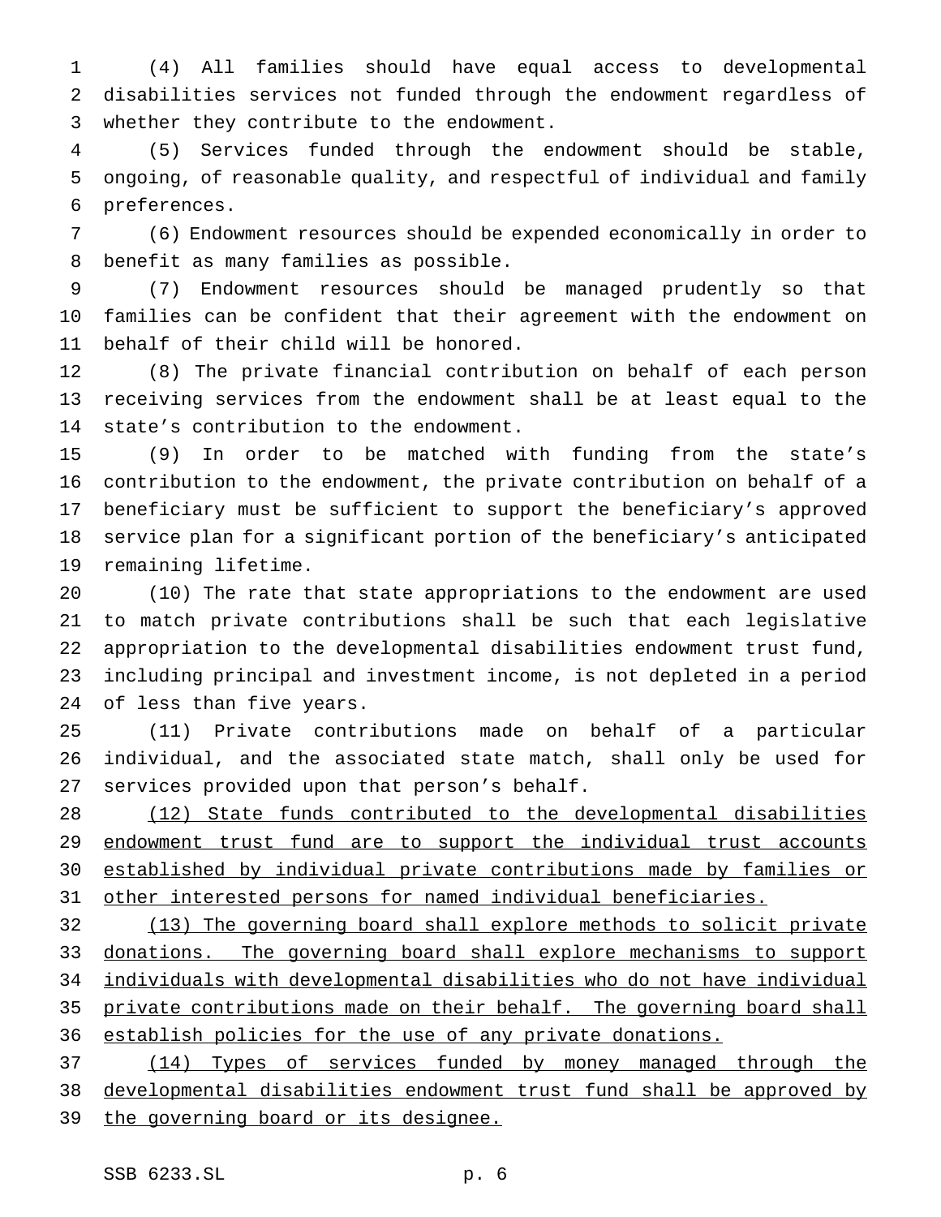(4) All families should have equal access to developmental disabilities services not funded through the endowment regardless of whether they contribute to the endowment.

(5) Services funded through the endowment should be stable, ongoing, of reasonable quality, and respectful of individual and family preferences.

(6) Endowment resources should be expended economically in order to benefit as many families as possible.

(7) Endowment resources should be managed prudently so that families can be confident that their agreement with the endowment on behalf of their child will be honored.

(8) The private financial contribution on behalf of each person receiving services from the endowment shall be at least equal to the state's contribution to the endowment.

(9) In order to be matched with funding from the state's contribution to the endowment, the private contribution on behalf of a beneficiary must be sufficient to support the beneficiary's approved service plan for a significant portion of the beneficiary's anticipated remaining lifetime.

(10) The rate that state appropriations to the endowment are used to match private contributions shall be such that each legislative appropriation to the developmental disabilities endowment trust fund, including principal and investment income, is not depleted in a period of less than five years.

(11) Private contributions made on behalf of a particular individual, and the associated state match, shall only be used for services provided upon that person's behalf.

<u>(12) State funds contributed to the developmental disabilities endowment trust fund are to support the individual trust accounts established by individual private contributions made by families or other interested persons for named individual beneficiaries.</u>

<u>(13) The governing board shall explore methods to solicit private donations. The governing board shall explore mechanisms to support individuals with developmental disabilities who do not have individual private contributions made on their behalf. The governing board shall establish policies for the use of any private donations.</u>

<u>(14) Types of services funded by money managed through the developmental disabilities endowment trust fund shall be approved by the governing board or its designee.</u>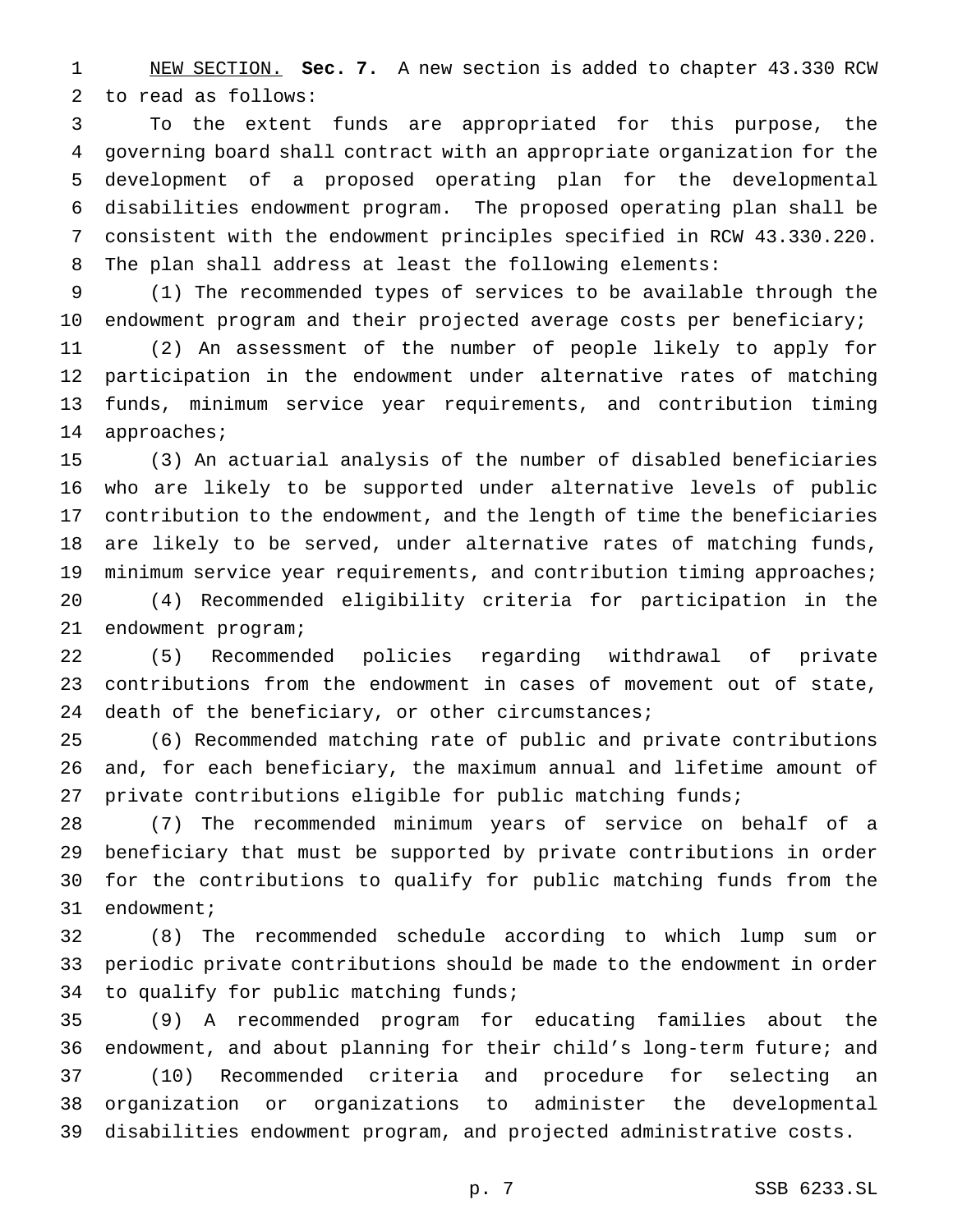NEW SECTION. **Sec. 7.** A new section is added to chapter 43.330 RCW to read as follows:

To the extent funds are appropriated for this purpose, the governing board shall contract with an appropriate organization for the development of a proposed operating plan for the developmental disabilities endowment program. The proposed operating plan shall be consistent with the endowment principles specified in RCW 43.330.220. The plan shall address at least the following elements:

(1) The recommended types of services to be available through the endowment program and their projected average costs per beneficiary;

(2) An assessment of the number of people likely to apply for participation in the endowment under alternative rates of matching funds, minimum service year requirements, and contribution timing approaches;

(3) An actuarial analysis of the number of disabled beneficiaries who are likely to be supported under alternative levels of public contribution to the endowment, and the length of time the beneficiaries are likely to be served, under alternative rates of matching funds, minimum service year requirements, and contribution timing approaches;

(4) Recommended eligibility criteria for participation in the endowment program;

(5) Recommended policies regarding withdrawal of private contributions from the endowment in cases of movement out of state, death of the beneficiary, or other circumstances;

(6) Recommended matching rate of public and private contributions and, for each beneficiary, the maximum annual and lifetime amount of private contributions eligible for public matching funds;

(7) The recommended minimum years of service on behalf of a beneficiary that must be supported by private contributions in order for the contributions to qualify for public matching funds from the endowment;

(8) The recommended schedule according to which lump sum or periodic private contributions should be made to the endowment in order to qualify for public matching funds;

(9) A recommended program for educating families about the endowment, and about planning for their child's long-term future; and

(10) Recommended criteria and procedure for selecting an organization or organizations to administer the developmental disabilities endowment program, and projected administrative costs.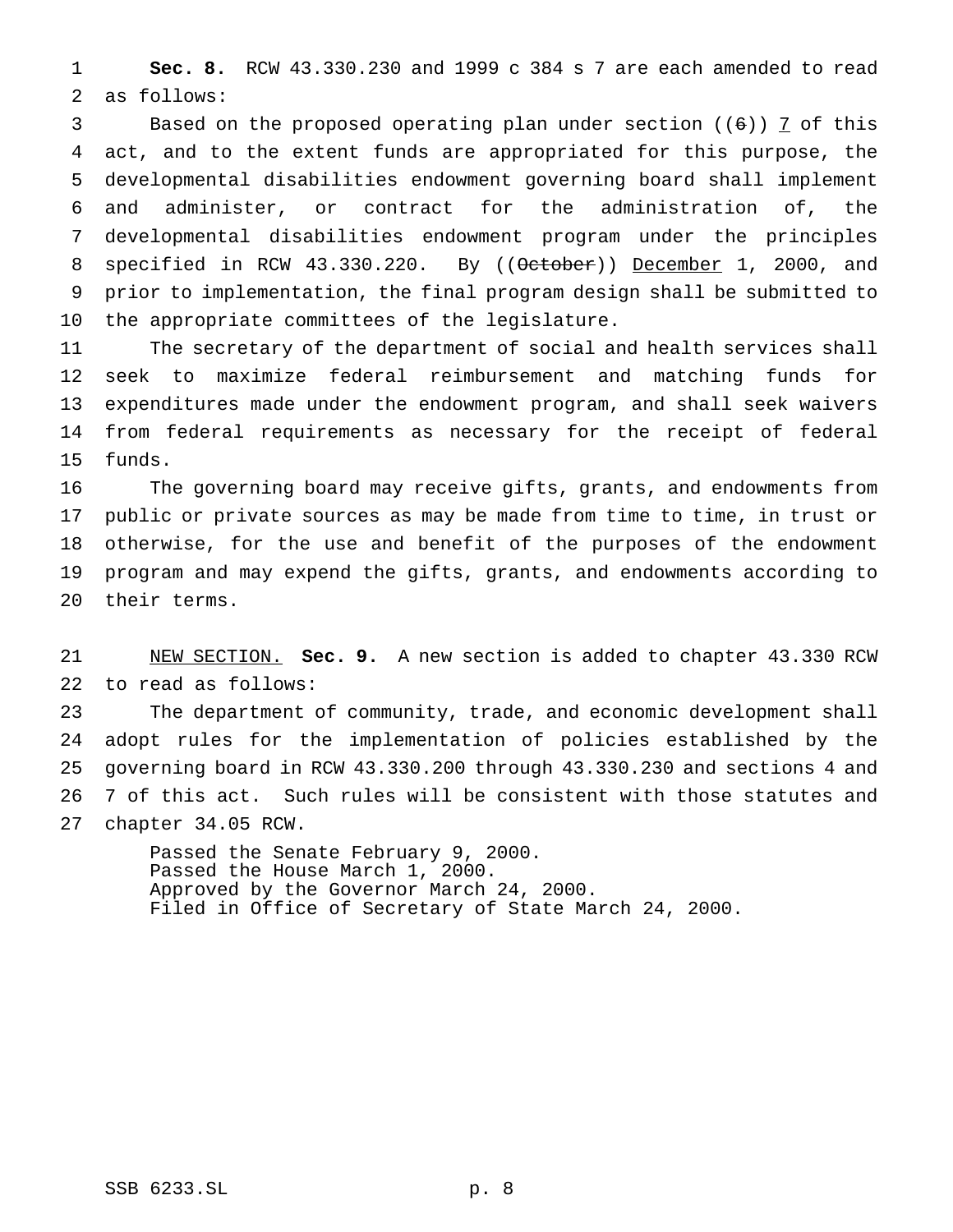**Sec. 8.** RCW 43.330.230 and 1999 c 384 s 7 are each amended to read as follows:

Based on the proposed operating plan under section ((~~6~~)) 7 of this act, and to the extent funds are appropriated for this purpose, the developmental disabilities endowment governing board shall implement and administer, or contract for the administration of, the developmental disabilities endowment program under the principles specified in RCW 43.330.220. By ((~~October~~)) December 1, 2000, and prior to implementation, the final program design shall be submitted to the appropriate committees of the legislature.

The secretary of the department of social and health services shall seek to maximize federal reimbursement and matching funds for expenditures made under the endowment program, and shall seek waivers from federal requirements as necessary for the receipt of federal funds.

The governing board may receive gifts, grants, and endowments from public or private sources as may be made from time to time, in trust or otherwise, for the use and benefit of the purposes of the endowment program and may expend the gifts, grants, and endowments according to their terms.

NEW SECTION. **Sec. 9.** A new section is added to chapter 43.330 RCW to read as follows:

The department of community, trade, and economic development shall adopt rules for the implementation of policies established by the governing board in RCW 43.330.200 through 43.330.230 and sections 4 and 7 of this act. Such rules will be consistent with those statutes and chapter 34.05 RCW.

Passed the Senate February 9, 2000.
Passed the House March 1, 2000.
Approved by the Governor March 24, 2000.
Filed in Office of Secretary of State March 24, 2000.